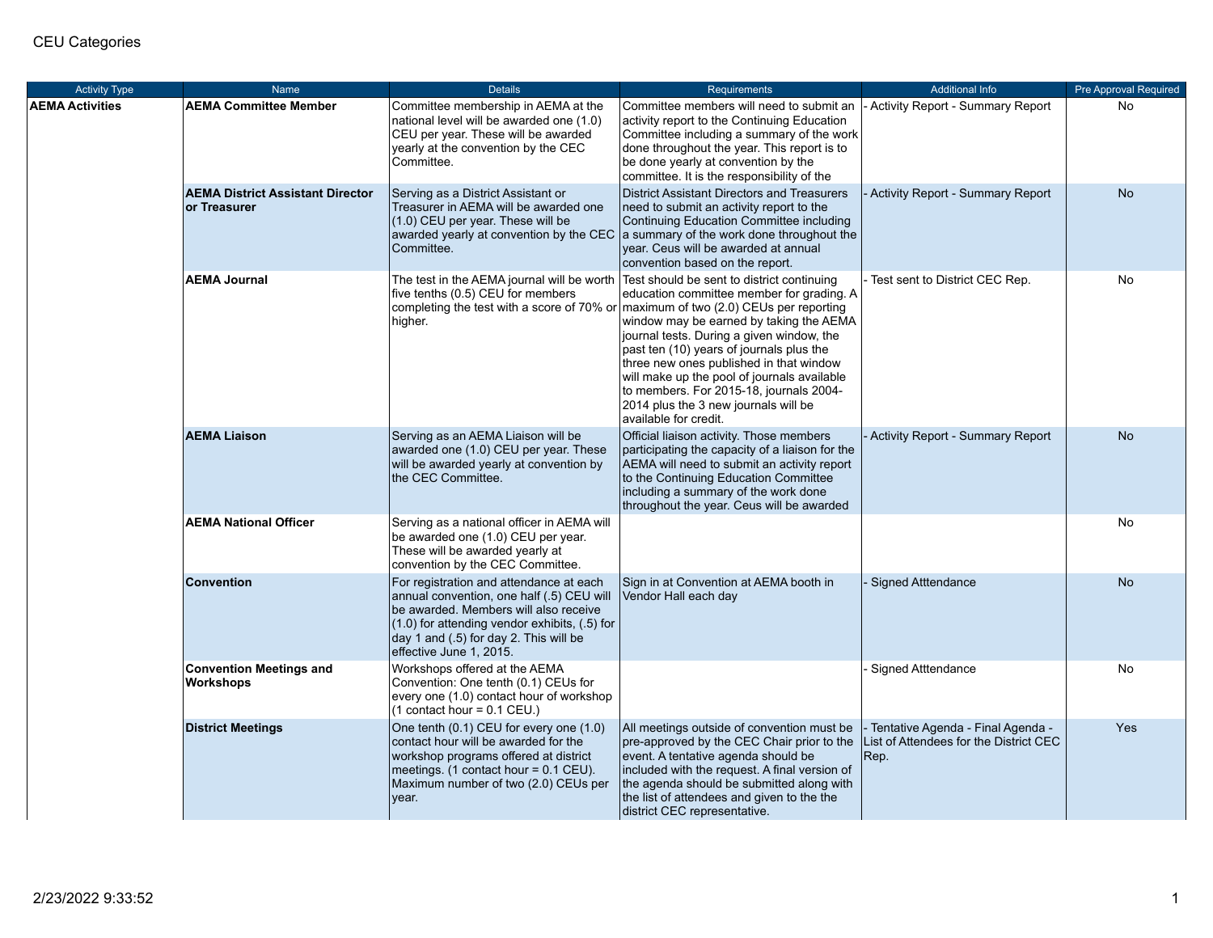CEU Categories

| Activity Type | Name | Details | Requirements | Additional Info | Pre Approval Required |
|---|---|---|---|---|---|
| **AEMA Activities** | **AEMA Committee Member** | Committee membership in AEMA at the national level will be awarded one (1.0) CEU per year. These will be awarded yearly at the convention by the CEC Committee. | Committee members will need to submit an activity report to the Continuing Education Committee including a summary of the work done throughout the year. This report is to be done yearly at convention by the committee. It is the responsibility of the | - Activity Report - Summary Report | No |
| | **AEMA District Assistant Director or Treasurer** | Serving as a District Assistant or Treasurer in AEMA will be awarded one (1.0) CEU per year. These will be awarded yearly at convention by the CEC Committee. | District Assistant Directors and Treasurers need to submit an activity report to the Continuing Education Committee including a summary of the work done throughout the year. Ceus will be awarded at annual convention based on the report. | - Activity Report - Summary Report | No |
| | **AEMA Journal** | The test in the AEMA journal will be worth five tenths (0.5) CEU for members completing the test with a score of 70% or higher. | Test should be sent to district continuing education committee member for grading. A maximum of two (2.0) CEUs per reporting window may be earned by taking the AEMA journal tests. During a given window, the past ten (10) years of journals plus the three new ones published in that window will make up the pool of journals available to members. For 2015-18, journals 2004-2014 plus the 3 new journals will be available for credit. | - Test sent to District CEC Rep. | No |
| | **AEMA Liaison** | Serving as an AEMA Liaison will be awarded one (1.0) CEU per year. These will be awarded yearly at convention by the CEC Committee. | Official liaison activity. Those members participating the capacity of a liaison for the AEMA will need to submit an activity report to the Continuing Education Committee including a summary of the work done throughout the year. Ceus will be awarded | - Activity Report - Summary Report | No |
| | **AEMA National Officer** | Serving as a national officer in AEMA will be awarded one (1.0) CEU per year. These will be awarded yearly at convention by the CEC Committee. | | | No |
| | **Convention** | For registration and attendance at each annual convention, one half (.5) CEU will be awarded. Members will also receive (1.0) for attending vendor exhibits, (.5) for day 1 and (.5) for day 2. This will be effective June 1, 2015. | Sign in at Convention at AEMA booth in Vendor Hall each day | - Signed Atttendance | No |
| | **Convention Meetings and Workshops** | Workshops offered at the AEMA Convention: One tenth (0.1) CEUs for every one (1.0) contact hour of workshop (1 contact hour = 0.1 CEU.) | | - Signed Atttendance | No |
| | **District Meetings** | One tenth (0.1) CEU for every one (1.0) contact hour will be awarded for the workshop programs offered at district meetings. (1 contact hour = 0.1 CEU). Maximum number of two (2.0) CEUs per year. | All meetings outside of convention must be pre-approved by the CEC Chair prior to the event. A tentative agenda should be included with the request. A final version of the agenda should be submitted along with the list of attendees and given to the the district CEC representative. | - Tentative Agenda - Final Agenda - List of Attendees for the District CEC Rep. | Yes |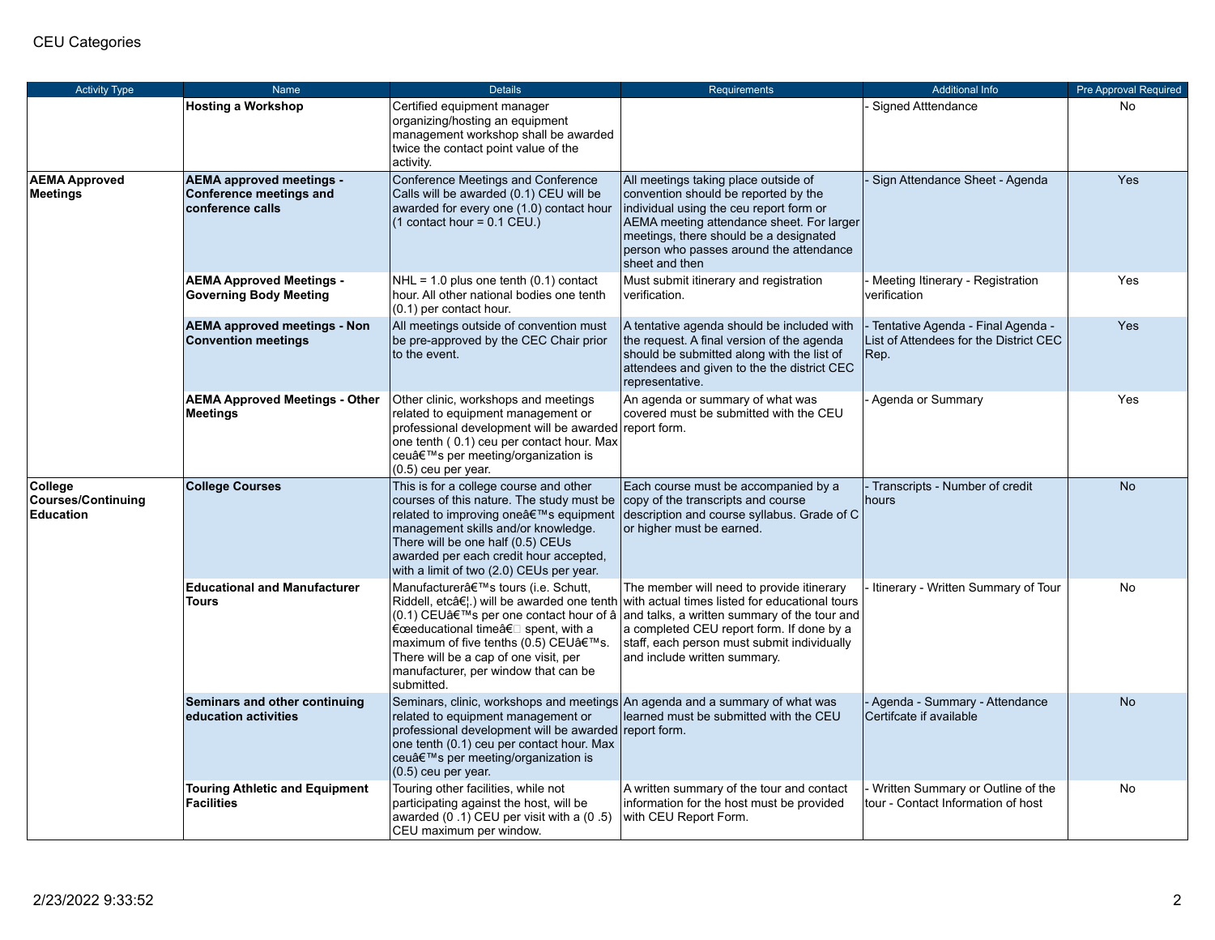CEU Categories

| Activity Type | Name | Details | Requirements | Additional Info | Pre Approval Required |
|---|---|---|---|---|---|
| | **Hosting a Workshop** | Certified equipment manager organizing/hosting an equipment management workshop shall be awarded twice the contact point value of the activity. | | - Signed Atttendance | No |
| **AEMA Approved Meetings** | **AEMA approved meetings - Conference meetings and conference calls** | Conference Meetings and Conference Calls will be awarded (0.1) CEU will be awarded for every one (1.0) contact hour (1 contact hour = 0.1 CEU.) | All meetings taking place outside of convention should be reported by the individual using the ceu report form or AEMA meeting attendance sheet. For larger meetings, there should be a designated person who passes around the attendance sheet and then | - Sign Attendance Sheet - Agenda | Yes |
| | **AEMA Approved Meetings - Governing Body Meeting** | NHL = 1.0 plus one tenth (0.1) contact hour. All other national bodies one tenth (0.1) per contact hour. | Must submit itinerary and registration verification. | - Meeting Itinerary - Registration verification | Yes |
| | **AEMA approved meetings - Non Convention meetings** | All meetings outside of convention must be pre-approved by the CEC Chair prior to the event. | A tentative agenda should be included with the request. A final version of the agenda should be submitted along with the list of attendees and given to the the district CEC representative. | - Tentative Agenda - Final Agenda - List of Attendees for the District CEC Rep. | Yes |
| | **AEMA Approved Meetings - Other Meetings** | Other clinic, workshops and meetings related to equipment management or professional development will be awarded one tenth ( 0.1) ceu per contact hour. Max ceuâ€™s per meeting/organization is (0.5) ceu per year. | An agenda or summary of what was covered must be submitted with the CEU report form. | - Agenda or Summary | Yes |
| **College Courses/Continuing Education** | **College Courses** | This is for a college course and other courses of this nature. The study must be related to improving oneâ€™s equipment management skills and/or knowledge. There will be one half (0.5) CEUs awarded per each credit hour accepted, with a limit of two (2.0) CEUs per year. | Each course must be accompanied by a copy of the transcripts and course description and course syllabus. Grade of C or higher must be earned. | - Transcripts - Number of credit hours | No |
| | **Educational and Manufacturer Tours** | Manufacturerâ€™s tours (i.e. Schutt, Riddell, etcâ€¦) will be awarded one tenth (0.1) CEUâ€™s per one contact hour of â€œeducational timeâ€ spent, with a maximum of five tenths (0.5) CEUâ€™s. There will be a cap of one visit, per manufacturer, per window that can be submitted. | The member will need to provide itinerary with actual times listed for educational tours and talks, a written summary of the tour and a completed CEU report form. If done by a staff, each person must submit individually and include written summary. | - Itinerary - Written Summary of Tour | No |
| | **Seminars and other continuing education activities** | Seminars, clinic, workshops and meetings related to equipment management or professional development will be awarded one tenth (0.1) ceu per contact hour. Max ceuâ€™s per meeting/organization is (0.5) ceu per year. | An agenda and a summary of what was learned must be submitted with the CEU report form. | - Agenda - Summary - Attendance Certifcate if available | No |
| | **Touring Athletic and Equipment Facilities** | Touring other facilities, while not participating against the host, will be awarded (0 .1) CEU per visit with a (0 .5) CEU maximum per window. | A written summary of the tour and contact information for the host must be provided with CEU Report Form. | - Written Summary or Outline of the tour - Contact Information of host | No |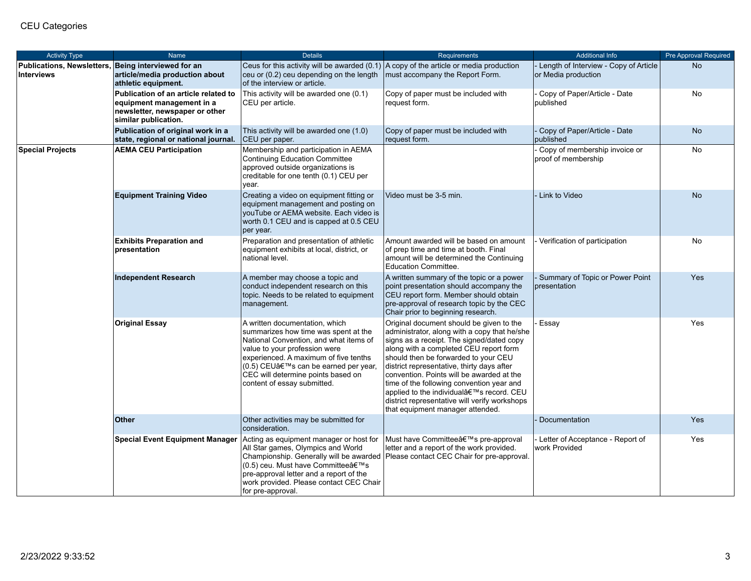# CEU Categories

| Activity Type | Name | Details | Requirements | Additional Info | Pre Approval Required |
|---|---|---|---|---|---|
| **Publications, Newsletters, Interviews** | **Being interviewed for an article/media production about athletic equipment.** | Ceus for this activity will be awarded (0.1) ceu or (0.2) ceu depending on the length of the interview or article. | A copy of the article or media production must accompany the Report Form. | - Length of Interview - Copy of Article or Media production | No |
| | **Publication of an article related to equipment management in a newsletter, newspaper or other similar publication.** | This activity will be awarded one (0.1) CEU per article. | Copy of paper must be included with request form. | - Copy of Paper/Article - Date published | No |
| | **Publication of original work in a state, regional or national journal.** | This activity will be awarded one (1.0) CEU per paper. | Copy of paper must be included with request form. | - Copy of Paper/Article - Date published | No |
| **Special Projects** | **AEMA CEU Participation** | Membership and participation in AEMA Continuing Education Committee approved outside organizations is creditable for one tenth (0.1) CEU per year. | | - Copy of membership invoice or proof of membership | No |
| | **Equipment Training Video** | Creating a video on equipment fitting or equipment management and posting on youTube or AEMA website. Each video is worth 0.1 CEU and is capped at 0.5 CEU per year. | Video must be 3-5 min. | - Link to Video | No |
| | **Exhibits Preparation and presentation** | Preparation and presentation of athletic equipment exhibits at local, district, or national level. | Amount awarded will be based on amount of prep time and time at booth. Final amount will be determined the Continuing Education Committee. | - Verification of participation | No |
| | **Independent Research** | A member may choose a topic and conduct independent research on this topic. Needs to be related to equipment management. | A written summary of the topic or a power point presentation should accompany the CEU report form. Member should obtain pre-approval of research topic by the CEC Chair prior to beginning research. | - Summary of Topic or Power Point presentation | Yes |
| | **Original Essay** | A written documentation, which summarizes how time was spent at the National Convention, and what items of value to your profession were experienced. A maximum of five tenths (0.5) CEUâ€™s can be earned per year, CEC will determine points based on content of essay submitted. | Original document should be given to the administrator, along with a copy that he/she signs as a receipt. The signed/dated copy along with a completed CEU report form should then be forwarded to your CEU district representative, thirty days after convention. Points will be awarded at the time of the following convention year and applied to the individualâ€™s record. CEU district representative will verify workshops that equipment manager attended. | - Essay | Yes |
| | **Other** | Other activities may be submitted for consideration. | | - Documentation | Yes |
| | **Special Event Equipment Manager** | Acting as equipment manager or host for All Star games, Olympics and World Championship. Generally will be awarded (0.5) ceu. Must have Committeeâ€™s pre-approval letter and a report of the work provided. Please contact CEC Chair for pre-approval. | Must have Committeeâ€™s pre-approval letter and a report of the work provided. Please contact CEC Chair for pre-approval. | - Letter of Acceptance - Report of work Provided | Yes |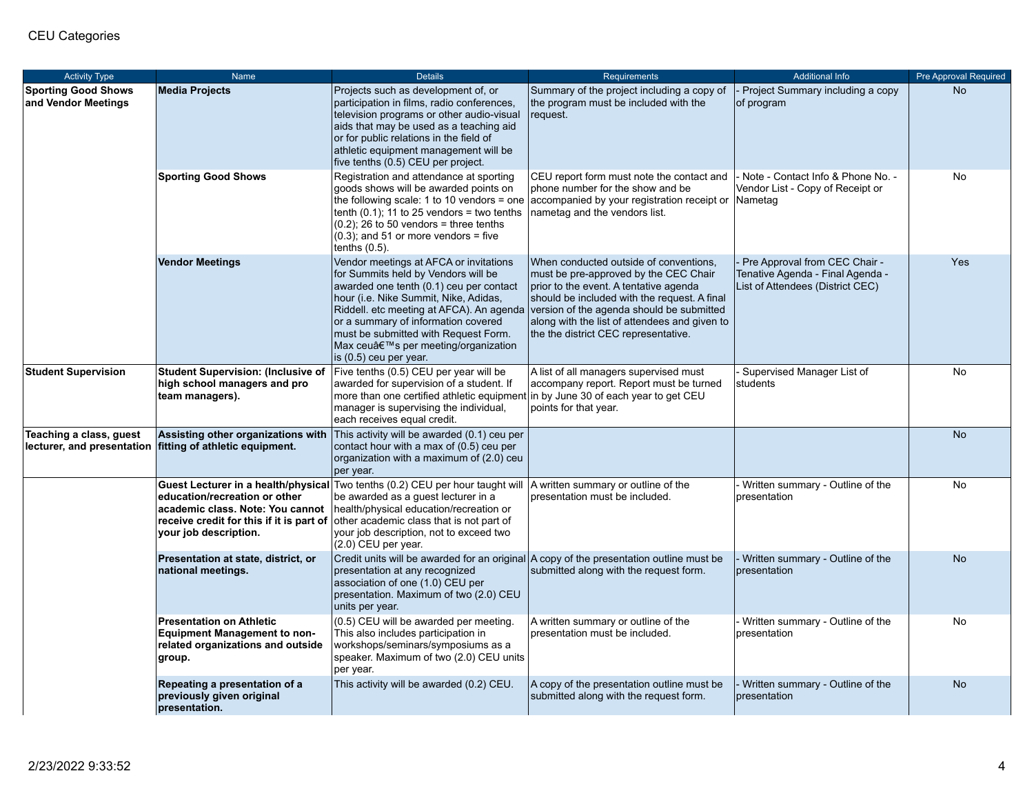CEU Categories

| Activity Type | Name | Details | Requirements | Additional Info | Pre Approval Required |
|---|---|---|---|---|---|
| **Sporting Good Shows and Vendor Meetings** | **Media Projects** | Projects such as development of, or participation in films, radio conferences, television programs or other audio-visual aids that may be used as a teaching aid or for public relations in the field of athletic equipment management will be five tenths (0.5) CEU per project. | Summary of the project including a copy of the program must be included with the request. | - Project Summary including a copy of program | No |
| | **Sporting Good Shows** | Registration and attendance at sporting goods shows will be awarded points on the following scale: 1 to 10 vendors = one tenth (0.1); 11 to 25 vendors = two tenths (0.2); 26 to 50 vendors = three tenths (0.3); and 51 or more vendors = five tenths (0.5). | CEU report form must note the contact and phone number for the show and be accompanied by your registration receipt or nametag and the vendors list. | - Note - Contact Info & Phone No. - Vendor List - Copy of Receipt or Nametag | No |
| | **Vendor Meetings** | Vendor meetings at AFCA or invitations for Summits held by Vendors will be awarded one tenth (0.1) ceu per contact hour (i.e. Nike Summit, Nike, Adidas, Riddell. etc meeting at AFCA). An agenda or a summary of information covered must be submitted with Request Form. Max ceuâ€™s per meeting/organization is (0.5) ceu per year. | When conducted outside of conventions, must be pre-approved by the CEC Chair prior to the event. A tentative agenda should be included with the request. A final version of the agenda should be submitted along with the list of attendees and given to the the district CEC representative. | - Pre Approval from CEC Chair - Tenative Agenda - Final Agenda - List of Attendees (District CEC) | Yes |
| **Student Supervision** | **Student Supervision: (Inclusive of high school managers and pro team managers).** | Five tenths (0.5) CEU per year will be awarded for supervision of a student. If more than one certified athletic equipment manager is supervising the individual, each receives equal credit. | A list of all managers supervised must accompany report. Report must be turned in by June 30 of each year to get CEU points for that year. | - Supervised Manager List of students | No |
| **Teaching a class, guest lecturer, and presentation** | **Assisting other organizations with fitting of athletic equipment.** | This activity will be awarded (0.1) ceu per contact hour with a max of (0.5) ceu per organization with a maximum of (2.0) ceu per year. | | | No |
| | **Guest Lecturer in a health/physical education/recreation or other academic class. Note: You cannot receive credit for this if it is part of your job description.** | Two tenths (0.2) CEU per hour taught will be awarded as a guest lecturer in a health/physical education/recreation or other academic class that is not part of your job description, not to exceed two (2.0) CEU per year. | A written summary or outline of the presentation must be included. | - Written summary - Outline of the presentation | No |
| | **Presentation at state, district, or national meetings.** | Credit units will be awarded for an original presentation at any recognized association of one (1.0) CEU per presentation. Maximum of two (2.0) CEU units per year. | A copy of the presentation outline must be submitted along with the request form. | - Written summary - Outline of the presentation | No |
| | **Presentation on Athletic Equipment Management to non-related organizations and outside group.** | (0.5) CEU will be awarded per meeting. This also includes participation in workshops/seminars/symposiums as a speaker. Maximum of two (2.0) CEU units per year. | A written summary or outline of the presentation must be included. | - Written summary - Outline of the presentation | No |
| | **Repeating a presentation of a previously given original presentation.** | This activity will be awarded (0.2) CEU. | A copy of the presentation outline must be submitted along with the request form. | - Written summary - Outline of the presentation | No |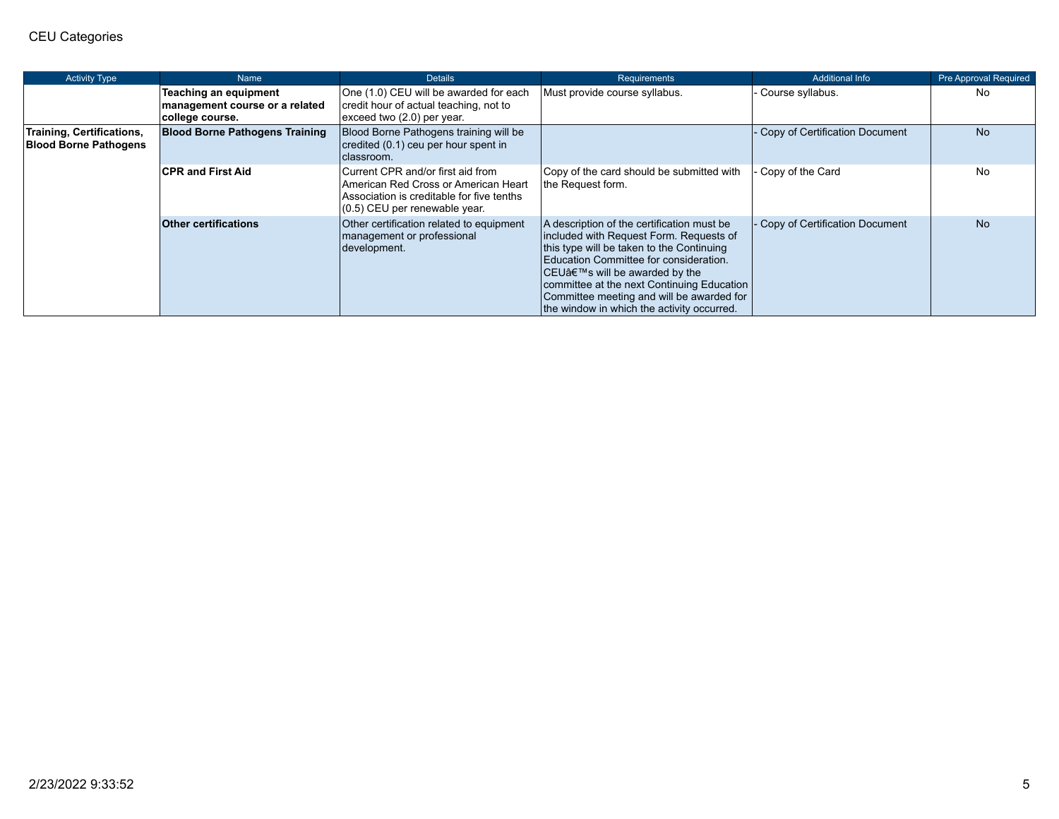CEU Categories

| Activity Type | Name | Details | Requirements | Additional Info | Pre Approval Required |
|---|---|---|---|---|---|
| | **Teaching an equipment management course or a related college course.** | One (1.0) CEU will be awarded for each credit hour of actual teaching, not to exceed two (2.0) per year. | Must provide course syllabus. | - Course syllabus. | No |
| **Training, Certifications, Blood Borne Pathogens** | **Blood Borne Pathogens Training** | Blood Borne Pathogens training will be credited (0.1) ceu per hour spent in classroom. | | - Copy of Certification Document | No |
| | **CPR and First Aid** | Current CPR and/or first aid from American Red Cross or American Heart Association is creditable for five tenths (0.5) CEU per renewable year. | Copy of the card should be submitted with the Request form. | - Copy of the Card | No |
| | **Other certifications** | Other certification related to equipment management or professional development. | A description of the certification must be included with Request Form. Requests of this type will be taken to the Continuing Education Committee for consideration. CEUâ€™s will be awarded by the committee at the next Continuing Education Committee meeting and will be awarded for the window in which the activity occurred. | - Copy of Certification Document | No |

2/23/2022 9:33:52